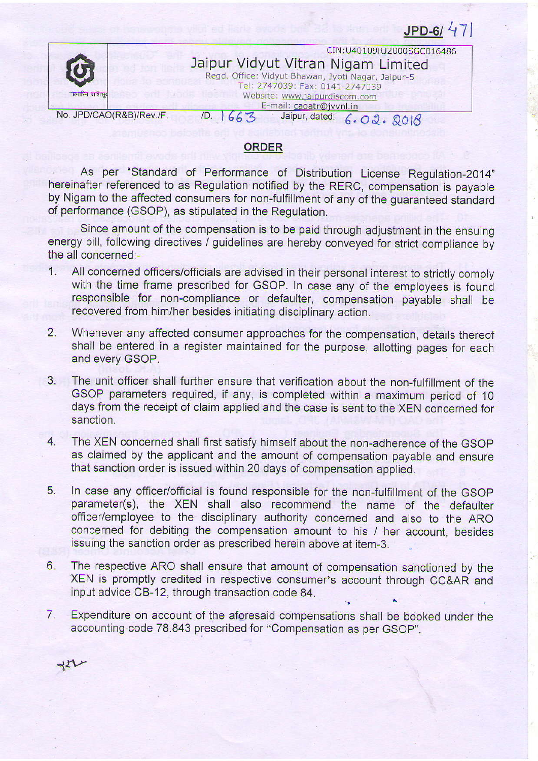JPD-6/ 471

CIN:U40109RJ2000SGC016486

# Jaipur Vidyut Vitran Nigam Limited

Regd. Office: Vidyut Bhawan, Jyoti Nagar, Jaipur-5
Tel: 2747039; Fax: 0141-2747039
Website: www.jaipurdiscom.com
E-mail: caoatr@jvvnl.in

No. JPD/CAO(R&B)/Rev./F. /D. 1663 Jaipur, dated: 6.02.2018

## ORDER

As per "Standard of Performance of Distribution License Regulation-2014" hereinafter referenced to as Regulation notified by the RERC, compensation is payable by Nigam to the affected consumers for non-fulfillment of any of the guaranteed standard of performance (GSOP), as stipulated in the Regulation.

Since amount of the compensation is to be paid through adjustment in the ensuing energy bill, following directives / guidelines are hereby conveyed for strict compliance by the all concerned:-

1. All concerned officers/officials are advised in their personal interest to strictly comply with the time frame prescribed for GSOP. In case any of the employees is found responsible for non-compliance or defaulter, compensation payable shall be recovered from him/her besides initiating disciplinary action.
2. Whenever any affected consumer approaches for the compensation, details thereof shall be entered in a register maintained for the purpose, allotting pages for each and every GSOP.
3. The unit officer shall further ensure that verification about the non-fulfillment of the GSOP parameters required, if any, is completed within a maximum period of 10 days from the receipt of claim applied and the case is sent to the XEN concerned for sanction.
4. The XEN concerned shall first satisfy himself about the non-adherence of the GSOP as claimed by the applicant and the amount of compensation payable and ensure that sanction order is issued within 20 days of compensation applied.
5. In case any officer/official is found responsible for the non-fulfillment of the GSOP parameter(s), the XEN shall also recommend the name of the defaulter officer/employee to the disciplinary authority concerned and also to the ARO concerned for debiting the compensation amount to his / her account, besides issuing the sanction order as prescribed herein above at item-3.
6. The respective ARO shall ensure that amount of compensation sanctioned by the XEN is promptly credited in respective consumer's account through CC&AR and input advice CB-12, through transaction code 84.
7. Expenditure on account of the aforesaid compensations shall be booked under the accounting code 78.843 prescribed for "Compensation as per GSOP".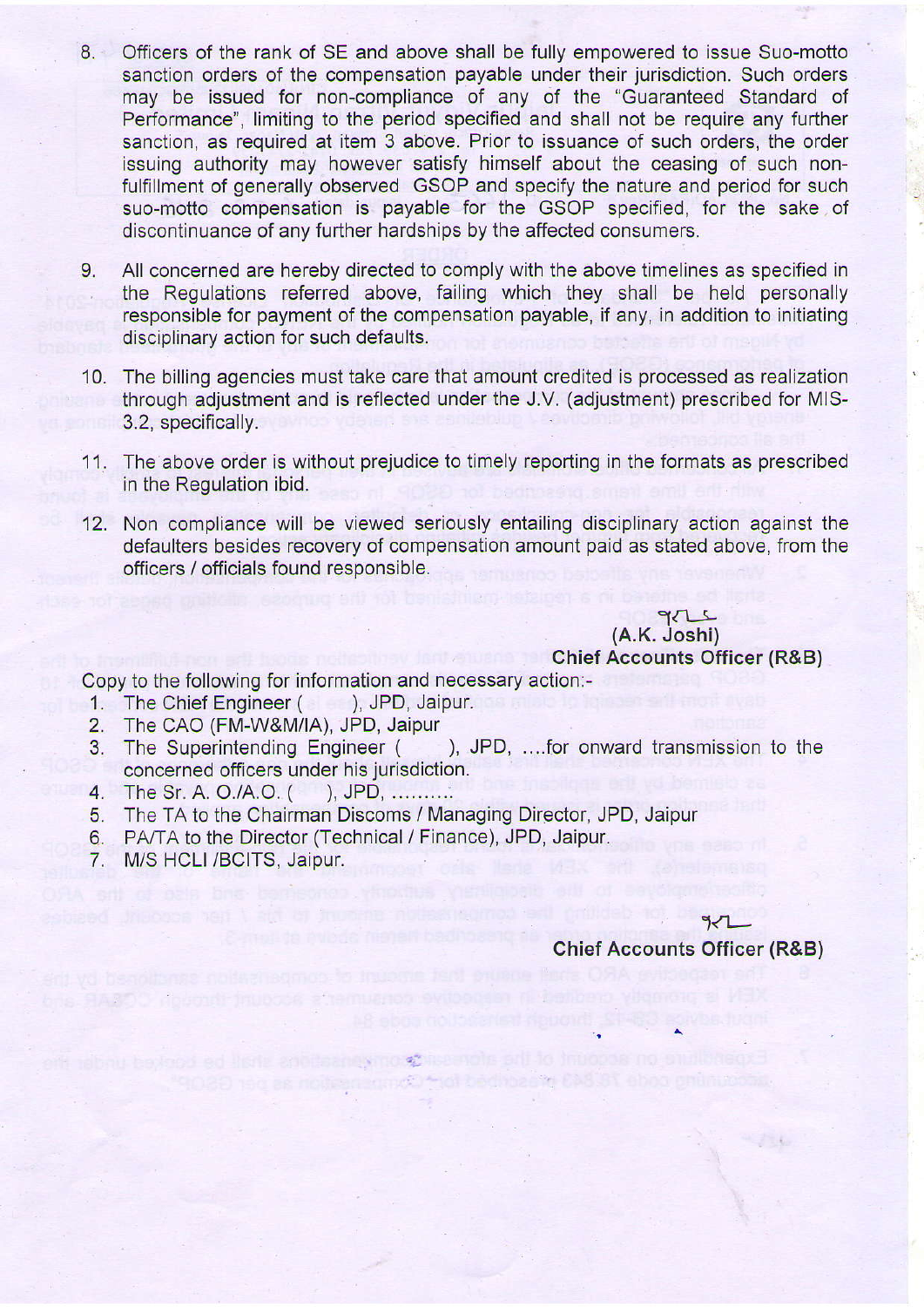8. Officers of the rank of SE and above shall be fully empowered to issue Suo-motto sanction orders of the compensation payable under their jurisdiction. Such orders may be issued for non-compliance of any of the "Guaranteed Standard of Performance", limiting to the period specified and shall not be require any further sanction, as required at item 3 above. Prior to issuance of such orders, the order issuing authority may however satisfy himself about the ceasing of such non-fulfillment of generally observed GSOP and specify the nature and period for such suo-motto compensation is payable for the GSOP specified, for the sake of discontinuance of any further hardships by the affected consumers.

9. All concerned are hereby directed to comply with the above timelines as specified in the Regulations referred above, failing which they shall be held personally responsible for payment of the compensation payable, if any, in addition to initiating disciplinary action for such defaults.

10. The billing agencies must take care that amount credited is processed as realization through adjustment and is reflected under the J.V. (adjustment) prescribed for MIS-3.2, specifically.

11. The above order is without prejudice to timely reporting in the formats as prescribed in the Regulation ibid.

12. Non compliance will be viewed seriously entailing disciplinary action against the defaulters besides recovery of compensation amount paid as stated above, from the officers / officials found responsible.

(A.K. Joshi)
**Chief Accounts Officer (R&B)**

Copy to the following for information and necessary action:-

1. The Chief Engineer (      ), JPD, Jaipur.
2. The CAO (FM-W&M/IA), JPD, Jaipur
3. The Superintending Engineer (      ), JPD, ....for onward transmission to the concerned officers under his jurisdiction.
4. The Sr. A. O./A.O. (      ), JPD, ..........
5. The TA to the Chairman Discoms / Managing Director, JPD, Jaipur
6. PA/TA to the Director (Technical / Finance), JPD, Jaipur.
7. M/S HCLI /BCITS, Jaipur.

**Chief Accounts Officer (R&B)**